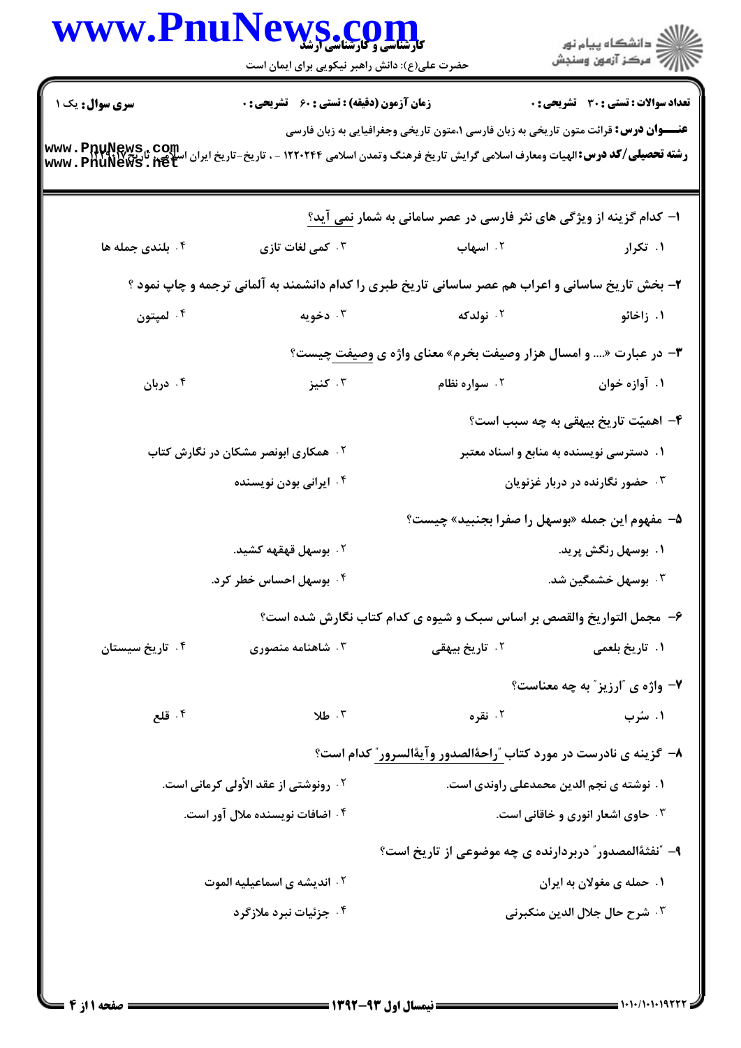**سری سؤال:** یک ۱ | **زمان آزمون (دقیقه) : تستی : ۶۰ تشریحی : ۰** | **تعداد سوالات : تستی : ۳۰ تشریحی : ۰**

**عنـــوان درس:** قرائت متون تاریخی به زبان فارسی ۱،متون تاریخی وجغرافیایی به زبان فارسی

**رشته تحصیلی/کد درس:** الهیات ومعارف اسلامی گرایش تاریخ فرهنگ وتمدن اسلامی ۱۲۲۰۲۴۴ - ، تاریخ-تاریخ ایران اسلامی ۱۲۲۹۰۱۷

۱- کدام گزینه از ویژگی های نثر فارسی در عصر سامانی به شمار نمی آید؟

۱. تکرار
۲. اسهاب
۳. کمی لغات تازی
۴. بلندی جمله ها

۲- بخش تاریخ ساسانی و اعراب هم عصر ساسانی تاریخ طبری را کدام دانشمند به آلمانی ترجمه و چاپ نمود ؟

۱. زاخائو
۲. نولدکه
۳. دخویه
۴. لمپتون

۳- در عبارت «.... و امسال هزار وصیفت بخرم» معنای واژه ی وصیفت چیست؟

۱. آوازه خوان
۲. سواره نظام
۳. کنیز
۴. دربان

۴- اهمیّت تاریخ بیهقی به چه سبب است؟

۱. دسترسی نویسنده به منابع و اسناد معتبر
۲. همکاری ابونصر مشکان در نگارش کتاب
۳. حضور نگارنده در دربار غزنویان
۴. ایرانی بودن نویسنده

۵- مفهوم این جمله «بوسهل را صفرا بجنبید» چیست؟

۱. بوسهل رنگش پرید.
۲. بوسهل قهقهه کشید.
۳. بوسهل خشمگین شد.
۴. بوسهل احساس خطر کرد.

۶- مجمل التواریخ والقصص بر اساس سبک و شیوه ی کدام کتاب نگارش شده است؟

۱. تاریخ بلعمی
۲. تاریخ بیهقی
۳. شاهنامه منصوری
۴. تاریخ سیستان

۷- واژه ی "ارزیز" به چه معناست؟

۱. سُرب
۲. نقره
۳. طلا
۴. قلع

۸- گزینه ی نادرست در مورد کتاب "راحةالصدور وآیةالسرور" کدام است؟

۱. نوشته ی نجم الدین محمدعلی راوندی است.
۲. رونوشتی از عقد الأولی کرمانی است.
۳. حاوی اشعار انوری و خاقانی است.
۴. اضافات نویسنده ملال آور است.

۹- "نفثةالمصدور" دربردارنده ی چه موضوعی از تاریخ است؟

۱. حمله ی مغولان به ایران
۲. اندیشه ی اسماعیلیه الموت
۳. شرح حال جلال الدین منکبرنی
۴. جزئیات نبرد ملازگرد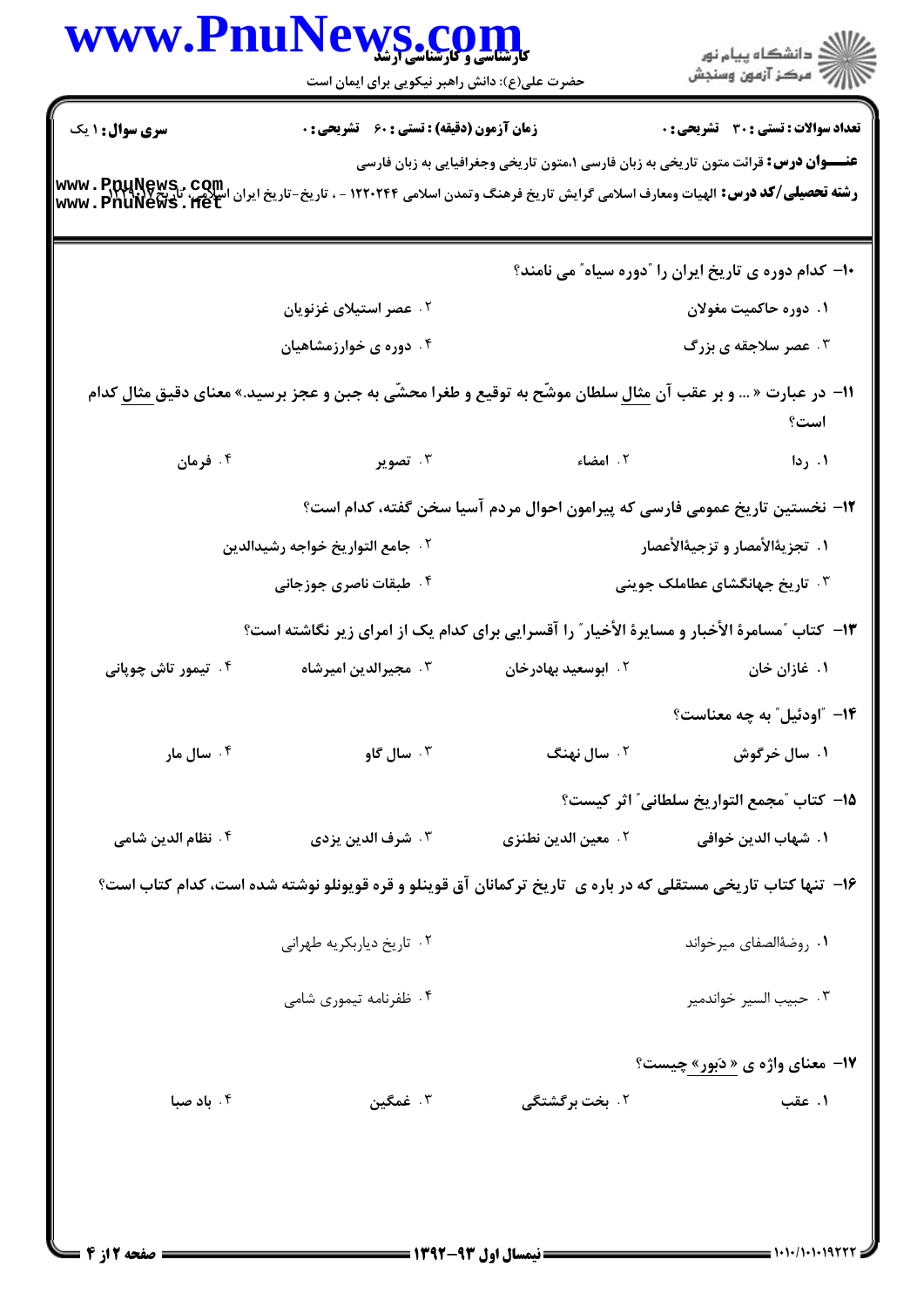**سری سوال:** ۱ یک | **زمان آزمون (دقیقه) : تستی :** ۶۰ **تشریحی :** ۰ | **تعداد سوالات : تستی :** ۳۰ **تشریحی :** ۰

**عنـــوان درس:** قرائت متون تاریخی به زبان فارسی ۱،متون تاریخی وجغرافیایی به زبان فارسی

**رشته تحصیلی/کد درس:** الهیات ومعارف اسلامی گرایش تاریخ فرهنگ وتمدن اسلامی ۱۲۲۰۲۴۴ - ، تاریخ-تاریخ ایران اسلامی، تاریخ ۱۲۲۹۰۰۷

---

۱۰- کدام دوره ی تاریخ ایران را "دوره سیاه" می نامند؟

۱. دوره حاکمیت مغولان
۲. عصر استیلای غزنویان
۳. عصر سلاجقه ی بزرگ
۴. دوره ی خوارزمشاهیان

۱۱- در عبارت « ... و بر عقب آن مثال سلطان موشّح به توقیع و طغرا محشّی به جبن و عجز برسید.» معنای دقیق مثال کدام است؟

۱. ردا
۲. امضاء
۳. تصویر
۴. فرمان

۱۲- نخستین تاریخ عمومی فارسی که پیرامون احوال مردم آسیا سخن گفته، کدام است؟

۱. تجزیةالأمصار و تزجیةالأعصار
۲. جامع التواریخ خواجه رشیدالدین
۳. تاریخ جهانگشای عطاملک جوینی
۴. طبقات ناصری جوزجانی

۱۳- کتاب "مسامرة الأخبار و مسایرة الأخیار" را آقسرایی برای کدام یک از امرای زیر نگاشته است؟

۱. غازان خان
۲. ابوسعید بهادرخان
۳. مجیرالدین امیرشاه
۴. تیمور تاش چوپانی

۱۴- "اودئیل" به چه معناست؟

۱. سال خرگوش
۲. سال نهنگ
۳. سال گاو
۴. سال مار

۱۵- کتاب "مجمع التواریخ سلطانی" اثر کیست؟

۱. شهاب الدین خوافی
۲. معین الدین نطنزی
۳. شرف الدین یزدی
۴. نظام الدین شامی

۱۶- تنها کتاب تاریخی مستقلی که در باره ی تاریخ ترکمانان آق قوینلو و قره قویونلو نوشته شده است، کدام کتاب است؟

۱. روضةالصفای میرخواند
۲. تاریخ دیاربکریه طهرانی
۳. حبیب السیر خواندمیر
۴. ظفرنامه تیموری شامی

۱۷- معنای واژه ی «دَبور» چیست؟

۱. عقب
۲. بخت برگشتگی
۳. غمگین
۴. باد صبا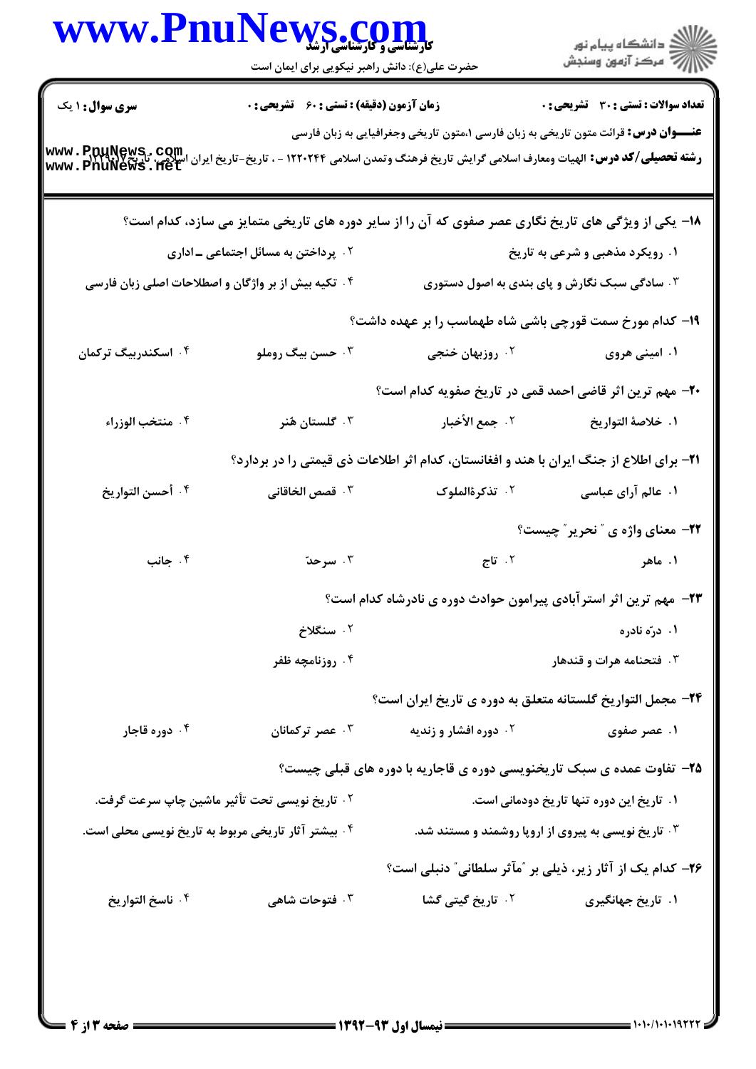**سری سوال:** ۱ یک

**زمان آزمون (دقیقه) : تستی : ۶۰ تشریحی : ۰**

**تعداد سوالات : تستی : ۳۰ تشریحی : ۰**

**عنـــوان درس:** قرائت متون تاریخی به زبان فارسی ۱،متون تاریخی وجغرافیایی به زبان فارسی

**رشته تحصیلی/کد درس:** الهیات ومعارف اسلامی گرایش تاریخ فرهنگ وتمدن اسلامی ۱۲۲۰۲۴۴ - ، تاریخ-تاریخ ایران اسلامی، تاریخ ۱۲۲۹۰۰۷

۱۸- یکی از ویژگی های تاریخ نگاری عصر صفوی که آن را از سایر دوره های تاریخی متمایز می سازد، کدام است؟

۱. رویکرد مذهبی و شرعی به تاریخ

۲. پرداختن به مسائل اجتماعی ـ اداری

۳. سادگی سبک نگارش و پای بندی به اصول دستوری

۴. تکیه بیش از بر واژگان و اصطلاحات اصلی زبان فارسی

۱۹- کدام مورخ سمت قورچی باشی شاه طهماسب را بر عهده داشت؟

۱. امینی هروی

۲. روزبهان خنجی

۳. حسن بیگ روملو

۴. اسکندربیگ ترکمان

۲۰- مهم ترین اثر قاضی احمد قمی در تاریخ صفویه کدام است؟

۱. خلاصهٔ التواریخ

۲. جمع الأخبار

۳. گلستان هُنر

۴. منتخب الوزراء

۲۱- برای اطلاع از جنگ ایران با هند و افغانستان، کدام اثر اطلاعات ذی قیمتی را در بردارد؟

۱. عالم آرای عباسی

۲. تذکرهٔالملوک

۳. قصص الخاقانی

۴. أحسن التواریخ

۲۲- معنای واژه ی "نحریر" چیست؟

۱. ماهر

۲. تاج

۳. سرحدّ

۴. جانب

۲۳- مهم ترین اثر استرآبادی پیرامون حوادث دوره ی نادرشاه کدام است؟

۱. درّه نادره

۲. سنگلاخ

۳. فتحنامه هرات و قندهار

۴. روزنامچه ظفر

۲۴- مجمل التواریخ گلستانه متعلق به دوره ی تاریخ ایران است؟

۱. عصر صفوی

۲. دوره افشار و زندیه

۳. عصر ترکمانان

۴. دوره قاجار

۲۵- تفاوت عمده ی سبک تاریخنویسی دوره ی قاجاریه با دوره های قبلی چیست؟

۱. تاریخ این دوره تنها تاریخ دودمانی است.

۲. تاریخ نویسی تحت تأثیر ماشین چاپ سرعت گرفت.

۳. تاریخ نویسی به پیروی از اروپا روشمند و مستند شد.

۴. بیشتر آثار تاریخی مربوط به تاریخ نویسی محلی است.

۲۶- کدام یک از آثار زیر، ذیلی بر "مآثر سلطانی" دنبلی است؟

۱. تاریخ جهانگیری

۲. تاریخ گیتی گشا

۳. فتوحات شاهی

۴. ناسخ التواریخ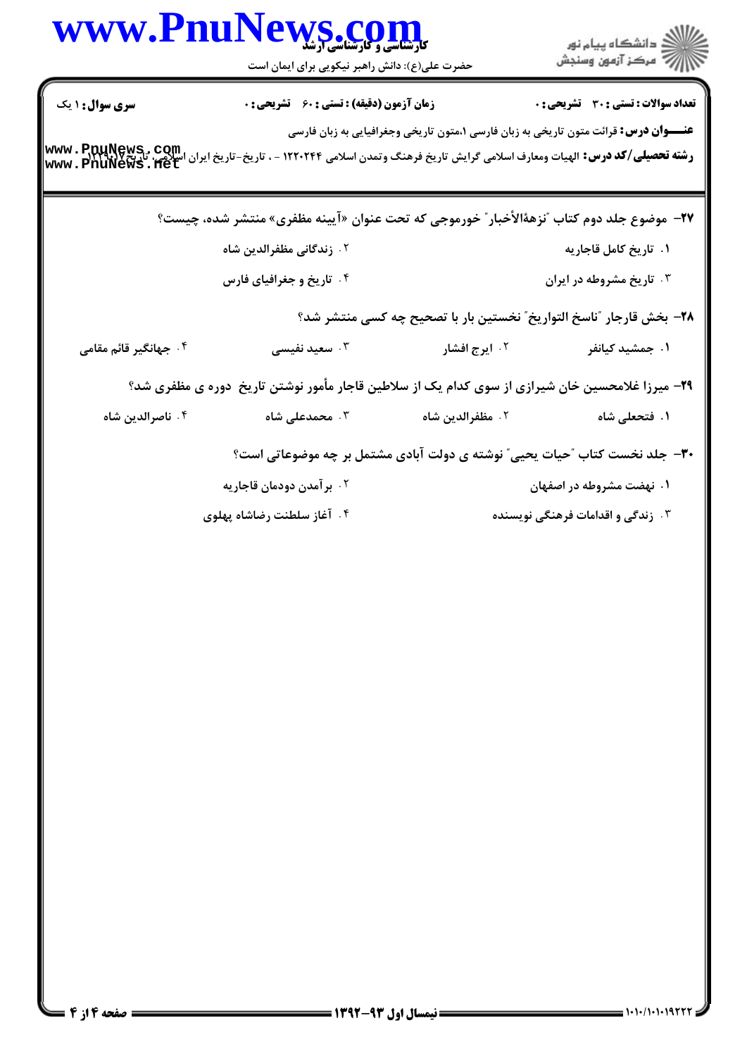**سری سوال:** ۱ یک

**زمان آزمون (دقیقه) : تستی : ۶۰ تشریحی : ۰**

**تعداد سوالات : تستی : ۳۰ تشریحی : ۰**

**عنـــوان درس:** قرائت متون تاریخی به زبان فارسی ۱،متون تاریخی وجغرافیایی به زبان فارسی

**رشته تحصیلی/کد درس:** الهیات ومعارف اسلامی گرایش تاریخ فرهنگ وتمدن اسلامی ۱۲۲۰۲۴۴ - ، تاریخ-تاریخ ایران اسلامی، تاریخ ۱۲۲۹۰۱۷

۲۷- موضوع جلد دوم کتاب "نزهةالأخبار" خورموجی که تحت عنوان «آیینه مظفری» منتشر شده، چیست؟

۱. تاریخ کامل قاجاریه

۲. زندگانی مظفرالدین شاه

۳. تاریخ مشروطه در ایران

۴. تاریخ و جغرافیای فارس

۲۸- بخش قارجار "ناسخ التواریخ" نخستین بار با تصحیح چه کسی منتشر شد؟

۱. جمشید کیانفر

۲. ایرج افشار

۳. سعید نفیسی

۴. جهانگیر قائم مقامی

۲۹- میرزا غلامحسین خان شیرازی از سوی کدام یک از سلاطین قاجار مأمور نوشتن تاریخ دوره ی مظفری شد؟

۱. فتحعلی شاه

۲. مظفرالدین شاه

۳. محمدعلی شاه

۴. ناصرالدین شاه

۳۰- جلد نخست کتاب "حیات یحیی" نوشته ی دولت آبادی مشتمل بر چه موضوعاتی است؟

۱. نهضت مشروطه در اصفهان

۲. برآمدن دودمان قاجاریه

۳. زندگی و اقدامات فرهنگی نویسنده

۴. آغاز سلطنت رضاشاه پهلوی